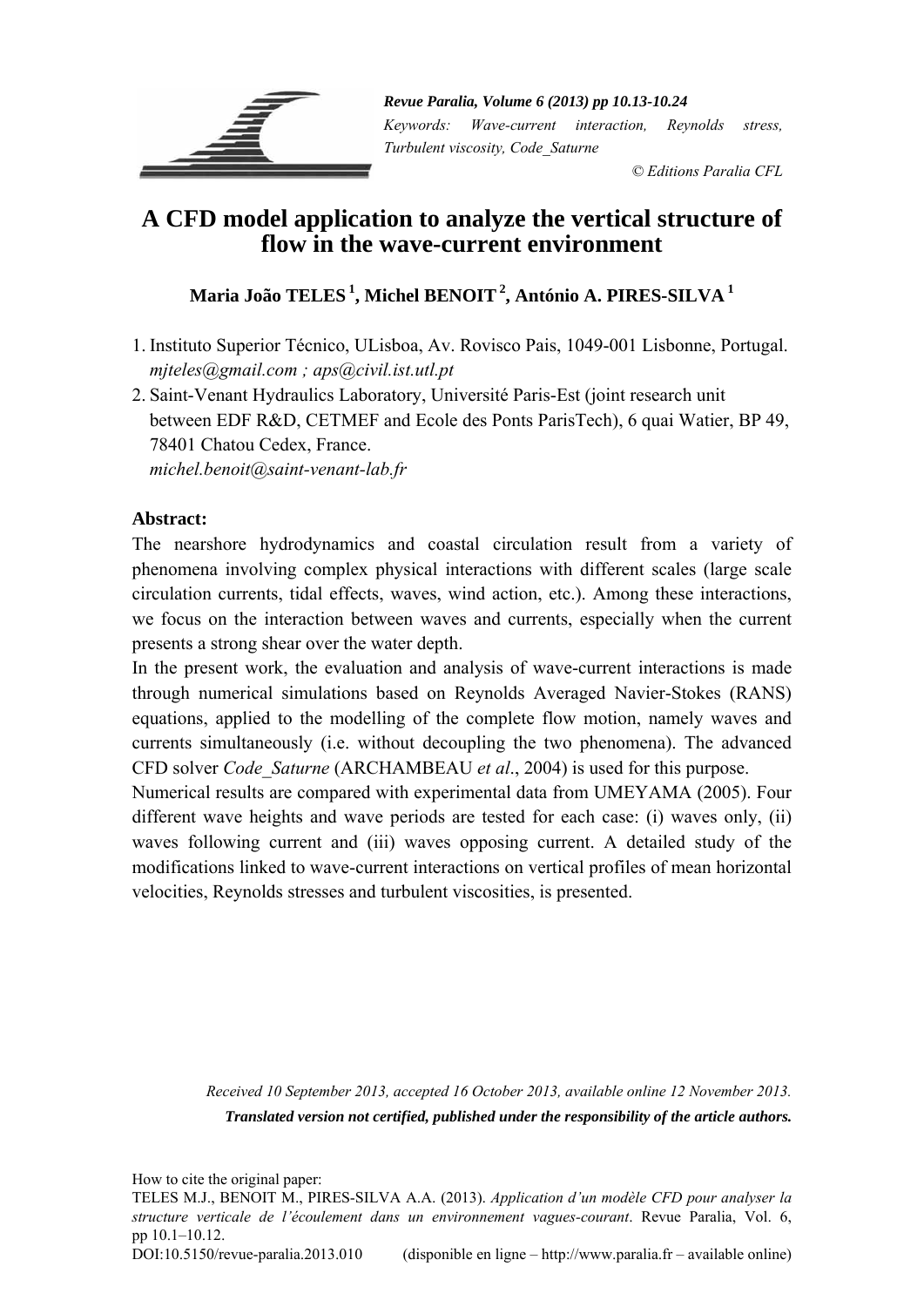*Keywords: Wave-current interaction, Reynolds stress, Turbulent viscosity, Code_Saturne*

*© Editions Paralia CFL*

# A CFD model application to analyze the vertical structure of flow in the wave-current environment

**Maria João TELES [1], Michel BENOIT [2], António A. PIRES-SILVA [1]**

1. Instituto Superior Técnico, ULisboa, Av. Rovisco Pais, 1049-001 Lisbonne, Portugal.
   *mjteles@gmail.com ; aps@civil.ist.utl.pt*
2. Saint-Venant Hydraulics Laboratory, Université Paris-Est (joint research unit between EDF R&D, CETMEF and Ecole des Ponts ParisTech), 6 quai Watier, BP 49, 78401 Chatou Cedex, France.
   *michel.benoit@saint-venant-lab.fr*

**Abstract:**

The nearshore hydrodynamics and coastal circulation result from a variety of phenomena involving complex physical interactions with different scales (large scale circulation currents, tidal effects, waves, wind action, etc.). Among these interactions, we focus on the interaction between waves and currents, especially when the current presents a strong shear over the water depth.

In the present work, the evaluation and analysis of wave-current interactions is made through numerical simulations based on Reynolds Averaged Navier-Stokes (RANS) equations, applied to the modelling of the complete flow motion, namely waves and currents simultaneously (i.e. without decoupling the two phenomena). The advanced CFD solver *Code_Saturne* (ARCHAMBEAU *et al*., 2004) is used for this purpose.

Numerical results are compared with experimental data from UMEYAMA (2005). Four different wave heights and wave periods are tested for each case: (i) waves only, (ii) waves following current and (iii) waves opposing current. A detailed study of the modifications linked to wave-current interactions on vertical profiles of mean horizontal velocities, Reynolds stresses and turbulent viscosities, is presented.

*Received 10 September 2013, accepted 16 October 2013, available online 12 November 2013.*

***Translated version not certified, published under the responsibility of the article authors.***

How to cite the original paper:
TELES M.J., BENOIT M., PIRES-SILVA A.A. (2013). *Application d'un modèle CFD pour analyser la structure verticale de l'écoulement dans un environnement vagues-courant*. Revue Paralia, Vol. 6, pp 10.1–10.12.
DOI:10.5150/revue-paralia.2013.010 (disponible en ligne – http://www.paralia.fr – available online)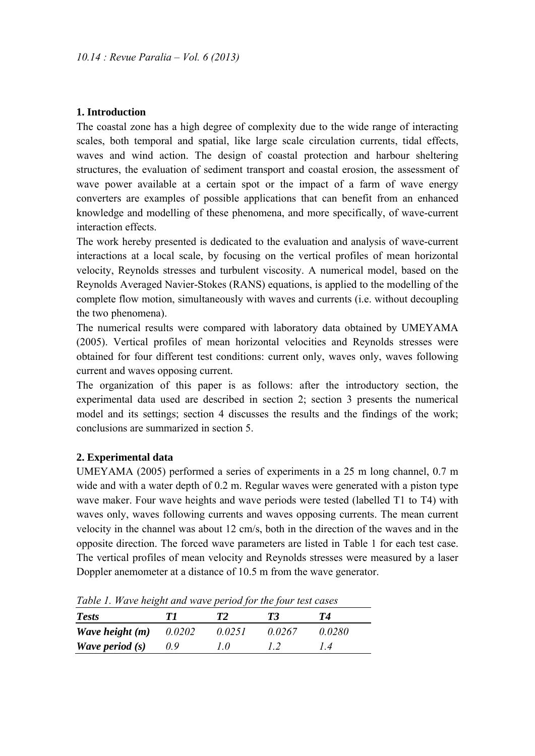## 1. Introduction

The coastal zone has a high degree of complexity due to the wide range of interacting scales, both temporal and spatial, like large scale circulation currents, tidal effects, waves and wind action. The design of coastal protection and harbour sheltering structures, the evaluation of sediment transport and coastal erosion, the assessment of wave power available at a certain spot or the impact of a farm of wave energy converters are examples of possible applications that can benefit from an enhanced knowledge and modelling of these phenomena, and more specifically, of wave-current interaction effects.

The work hereby presented is dedicated to the evaluation and analysis of wave-current interactions at a local scale, by focusing on the vertical profiles of mean horizontal velocity, Reynolds stresses and turbulent viscosity. A numerical model, based on the Reynolds Averaged Navier-Stokes (RANS) equations, is applied to the modelling of the complete flow motion, simultaneously with waves and currents (i.e. without decoupling the two phenomena).

The numerical results were compared with laboratory data obtained by UMEYAMA (2005). Vertical profiles of mean horizontal velocities and Reynolds stresses were obtained for four different test conditions: current only, waves only, waves following current and waves opposing current.

The organization of this paper is as follows: after the introductory section, the experimental data used are described in section 2; section 3 presents the numerical model and its settings; section 4 discusses the results and the findings of the work; conclusions are summarized in section 5.

## 2. Experimental data

UMEYAMA (2005) performed a series of experiments in a 25 m long channel, 0.7 m wide and with a water depth of 0.2 m. Regular waves were generated with a piston type wave maker. Four wave heights and wave periods were tested (labelled T1 to T4) with waves only, waves following currents and waves opposing currents. The mean current velocity in the channel was about 12 cm/s, both in the direction of the waves and in the opposite direction. The forced wave parameters are listed in Table 1 for each test case. The vertical profiles of mean velocity and Reynolds stresses were measured by a laser Doppler anemometer at a distance of 10.5 m from the wave generator.

*Table 1. Wave height and wave period for the four test cases*

| *Tests* | *T1* | *T2* | *T3* | *T4* |
|---|---|---|---|---|
| ***Wave height (m)*** | *0.0202* | *0.0251* | *0.0267* | *0.0280* |
| ***Wave period (s)*** | *0.9* | *1.0* | *1.2* | *1.4* |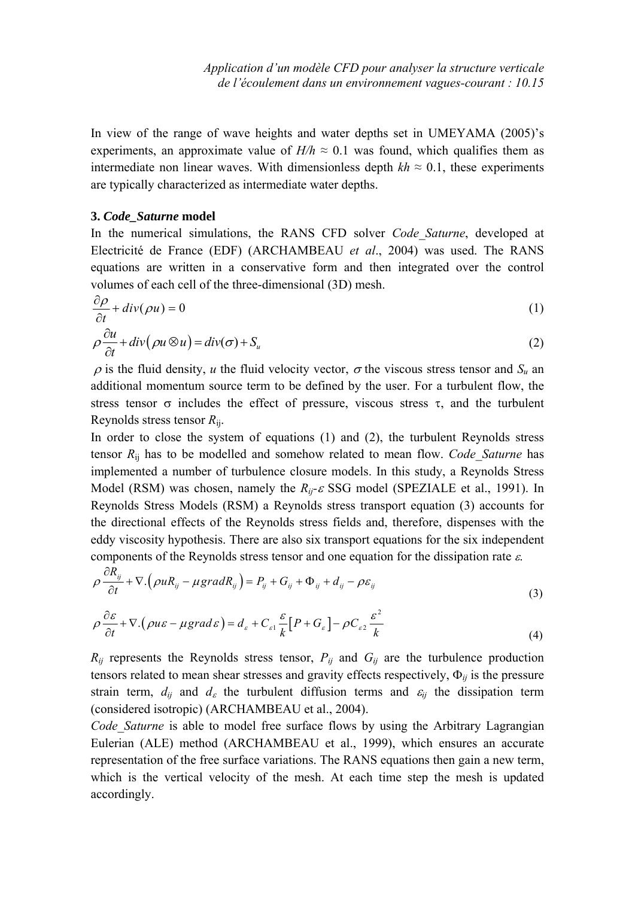In view of the range of wave heights and water depths set in UMEYAMA (2005)'s experiments, an approximate value of $H/h \approx 0.1$ was found, which qualifies them as intermediate non linear waves. With dimensionless depth $kh \approx 0.1$, these experiments are typically characterized as intermediate water depths.

### 3. *Code_Saturne* model

In the numerical simulations, the RANS CFD solver *Code_Saturne*, developed at Electricité de France (EDF) (ARCHAMBEAU *et al*., 2004) was used. The RANS equations are written in a conservative form and then integrated over the control volumes of each cell of the three-dimensional (3D) mesh.

$$\frac{\partial \rho}{\partial t} + div(\rho u) = 0 \tag{1}$$

$$\rho \frac{\partial u}{\partial t} + div\left(\rho u \otimes u\right) = div(\sigma) + S_u \tag{2}$$

$\rho$ is the fluid density, $u$ the fluid velocity vector, $\sigma$ the viscous stress tensor and $S_u$ an additional momentum source term to be defined by the user. For a turbulent flow, the stress tensor $\sigma$ includes the effect of pressure, viscous stress $\tau$, and the turbulent Reynolds stress tensor $R_{ij}$.

In order to close the system of equations (1) and (2), the turbulent Reynolds stress tensor $R_{ij}$ has to be modelled and somehow related to mean flow. *Code_Saturne* has implemented a number of turbulence closure models. In this study, a Reynolds Stress Model (RSM) was chosen, namely the $R_{ij}$-$\varepsilon$ SSG model (SPEZIALE et al., 1991). In Reynolds Stress Models (RSM) a Reynolds stress transport equation (3) accounts for the directional effects of the Reynolds stress fields and, therefore, dispenses with the eddy viscosity hypothesis. There are also six transport equations for the six independent components of the Reynolds stress tensor and one equation for the dissipation rate $\varepsilon$.

$$\rho \frac{\partial R_{ij}}{\partial t} + \nabla.\left(\rho u R_{ij} - \mu\, grad R_{ij}\right) = P_{ij} + G_{ij} + \Phi_{ij} + d_{ij} - \rho \varepsilon_{ij} \tag{3}$$

$$\rho \frac{\partial \varepsilon}{\partial t} + \nabla.\left(\rho u \varepsilon - \mu\, grad\, \varepsilon\right) = d_{\varepsilon} + C_{\varepsilon 1} \frac{\varepsilon}{k}\left[P + G_{\varepsilon}\right] - \rho C_{\varepsilon 2} \frac{\varepsilon^2}{k} \tag{4}$$

$R_{ij}$ represents the Reynolds stress tensor, $P_{ij}$ and $G_{ij}$ are the turbulence production tensors related to mean shear stresses and gravity effects respectively, $\Phi_{ij}$ is the pressure strain term, $d_{ij}$ and $d_{\varepsilon}$ the turbulent diffusion terms and $\varepsilon_{ij}$ the dissipation term (considered isotropic) (ARCHAMBEAU et al., 2004).

*Code_Saturne* is able to model free surface flows by using the Arbitrary Lagrangian Eulerian (ALE) method (ARCHAMBEAU et al., 1999), which ensures an accurate representation of the free surface variations. The RANS equations then gain a new term, which is the vertical velocity of the mesh. At each time step the mesh is updated accordingly.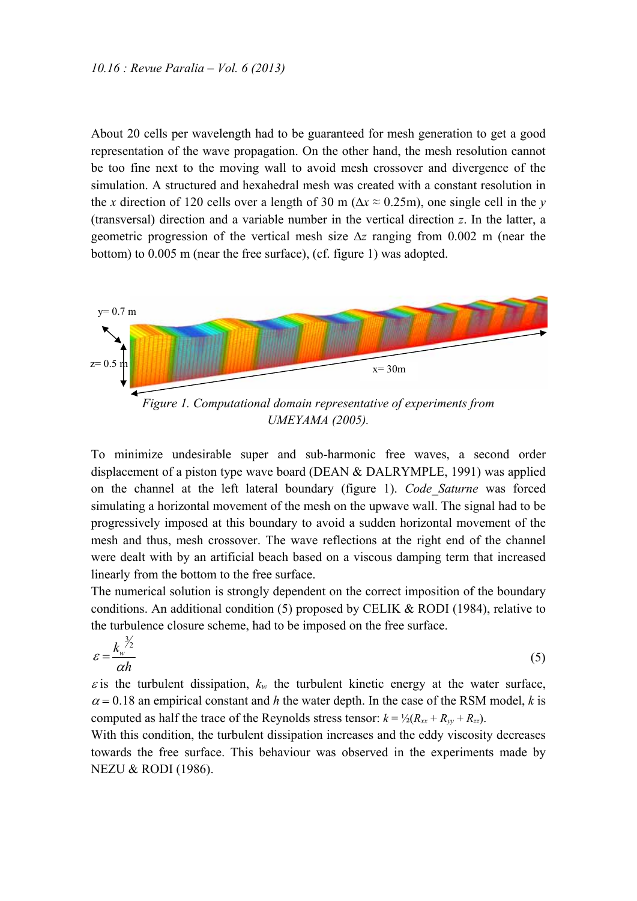About 20 cells per wavelength had to be guaranteed for mesh generation to get a good representation of the wave propagation. On the other hand, the mesh resolution cannot be too fine next to the moving wall to avoid mesh crossover and divergence of the simulation. A structured and hexahedral mesh was created with a constant resolution in the *x* direction of 120 cells over a length of 30 m ($\Delta x \approx 0.25$m), one single cell in the *y* (transversal) direction and a variable number in the vertical direction *z*. In the latter, a geometric progression of the vertical mesh size $\Delta z$ ranging from 0.002 m (near the bottom) to 0.005 m (near the free surface), (cf. figure 1) was adopted.

*Figure 1. Computational domain representative of experiments from UMEYAMA (2005).*

To minimize undesirable super and sub-harmonic free waves, a second order displacement of a piston type wave board (DEAN & DALRYMPLE, 1991) was applied on the channel at the left lateral boundary (figure 1). *Code_Saturne* was forced simulating a horizontal movement of the mesh on the upwave wall. The signal had to be progressively imposed at this boundary to avoid a sudden horizontal movement of the mesh and thus, mesh crossover. The wave reflections at the right end of the channel were dealt with by an artificial beach based on a viscous damping term that increased linearly from the bottom to the free surface.

The numerical solution is strongly dependent on the correct imposition of the boundary conditions. An additional condition (5) proposed by CELIK & RODI (1984), relative to the turbulence closure scheme, had to be imposed on the free surface.

$$\varepsilon = \frac{k_w^{3/2}}{\alpha h} \tag{5}$$

$\varepsilon$ is the turbulent dissipation, $k_w$ the turbulent kinetic energy at the water surface, $\alpha = 0.18$ an empirical constant and $h$ the water depth. In the case of the RSM model, $k$ is computed as half the trace of the Reynolds stress tensor: $k = ½(R_{xx} + R_{yy} + R_{zz})$.

With this condition, the turbulent dissipation increases and the eddy viscosity decreases towards the free surface. This behaviour was observed in the experiments made by NEZU & RODI (1986).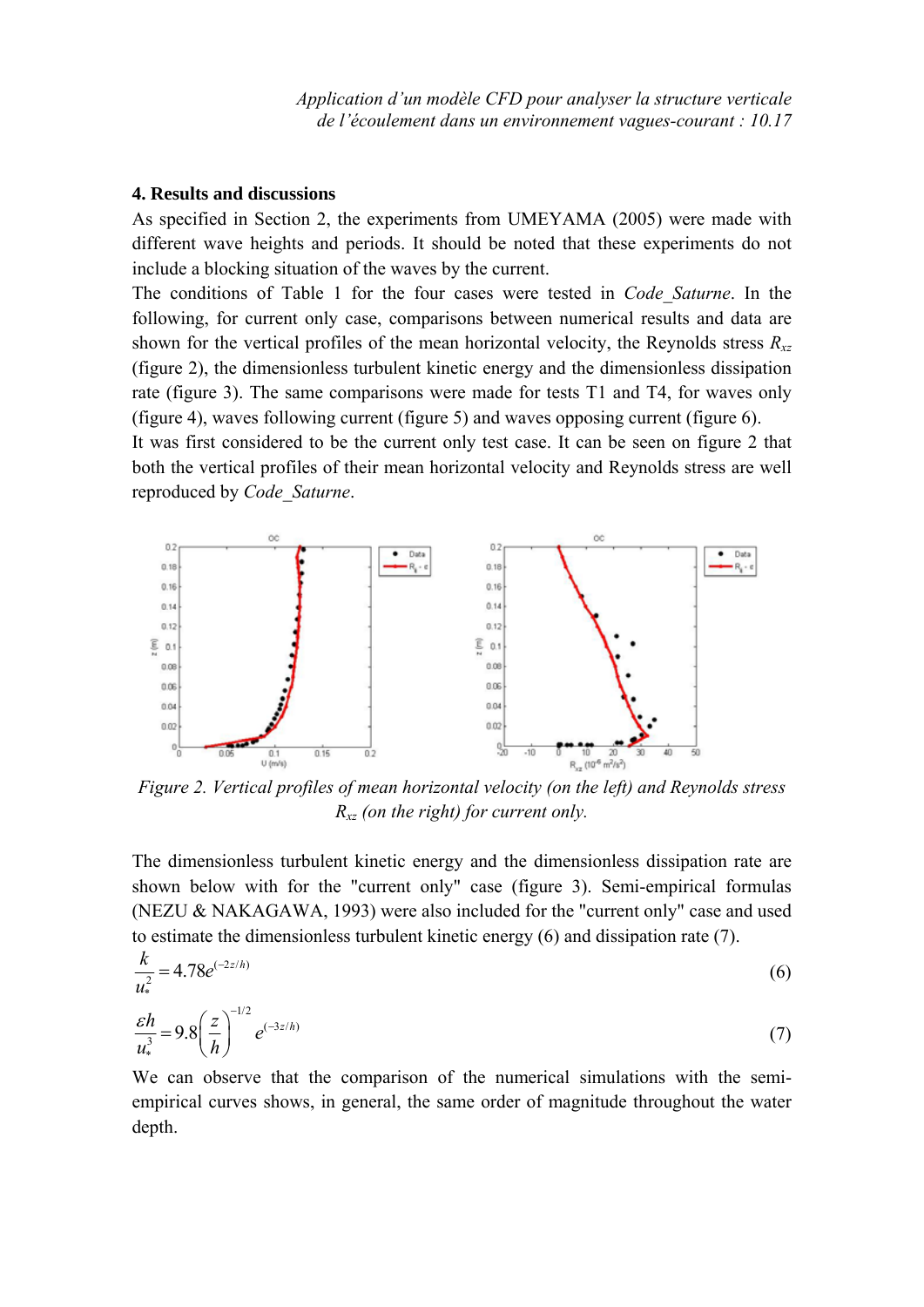## 4. Results and discussions

As specified in Section 2, the experiments from UMEYAMA (2005) were made with different wave heights and periods. It should be noted that these experiments do not include a blocking situation of the waves by the current.

The conditions of Table 1 for the four cases were tested in *Code_Saturne*. In the following, for current only case, comparisons between numerical results and data are shown for the vertical profiles of the mean horizontal velocity, the Reynolds stress $R_{xz}$ (figure 2), the dimensionless turbulent kinetic energy and the dimensionless dissipation rate (figure 3). The same comparisons were made for tests T1 and T4, for waves only (figure 4), waves following current (figure 5) and waves opposing current (figure 6).

It was first considered to be the current only test case. It can be seen on figure 2 that both the vertical profiles of their mean horizontal velocity and Reynolds stress are well reproduced by *Code_Saturne*.

*Figure 2. Vertical profiles of mean horizontal velocity (on the left) and Reynolds stress $R_{xz}$ (on the right) for current only.*

The dimensionless turbulent kinetic energy and the dimensionless dissipation rate are shown below with for the "current only" case (figure 3). Semi-empirical formulas (NEZU & NAKAGAWA, 1993) were also included for the "current only" case and used to estimate the dimensionless turbulent kinetic energy (6) and dissipation rate (7).

$$\frac{k}{u_*^2} = 4.78 e^{(-2z/h)} \tag{6}$$

$$\frac{\varepsilon h}{u_*^3} = 9.8 \left(\frac{z}{h}\right)^{-1/2} e^{(-3z/h)} \tag{7}$$

We can observe that the comparison of the numerical simulations with the semi-empirical curves shows, in general, the same order of magnitude throughout the water depth.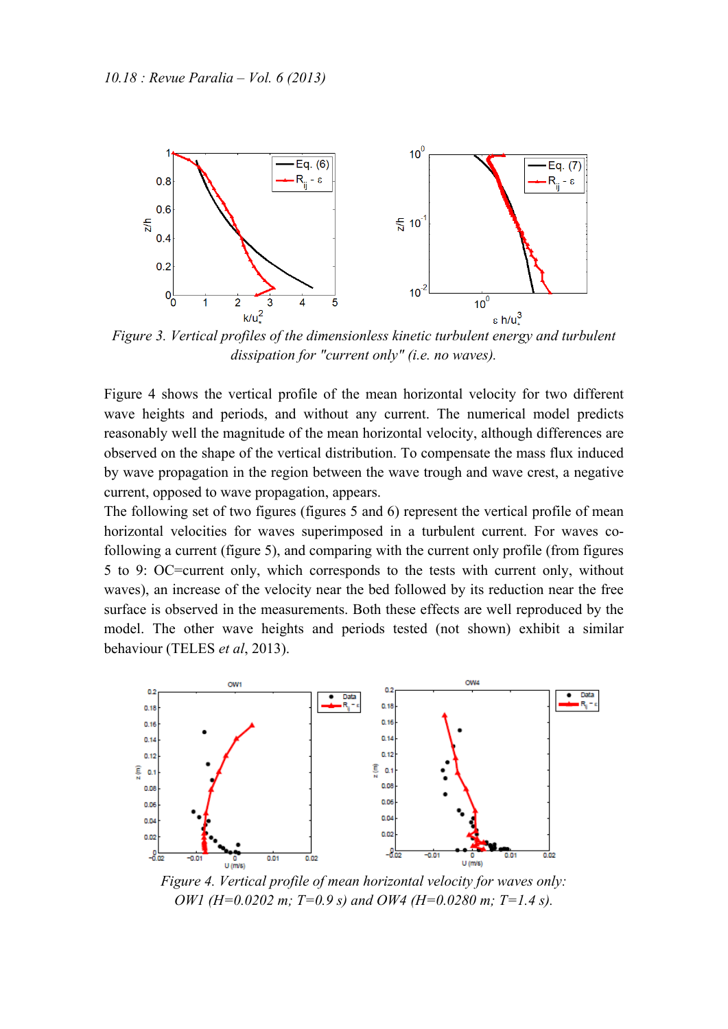*Figure 3. Vertical profiles of the dimensionless kinetic turbulent energy and turbulent dissipation for "current only" (i.e. no waves).*

Figure 4 shows the vertical profile of the mean horizontal velocity for two different wave heights and periods, and without any current. The numerical model predicts reasonably well the magnitude of the mean horizontal velocity, although differences are observed on the shape of the vertical distribution. To compensate the mass flux induced by wave propagation in the region between the wave trough and wave crest, a negative current, opposed to wave propagation, appears.

The following set of two figures (figures 5 and 6) represent the vertical profile of mean horizontal velocities for waves superimposed in a turbulent current. For waves co-following a current (figure 5), and comparing with the current only profile (from figures 5 to 9: OC=current only, which corresponds to the tests with current only, without waves), an increase of the velocity near the bed followed by its reduction near the free surface is observed in the measurements. Both these effects are well reproduced by the model. The other wave heights and periods tested (not shown) exhibit a similar behaviour (TELES *et al*, 2013).

*Figure 4. Vertical profile of mean horizontal velocity for waves only: OW1 (H=0.0202 m; T=0.9 s) and OW4 (H=0.0280 m; T=1.4 s).*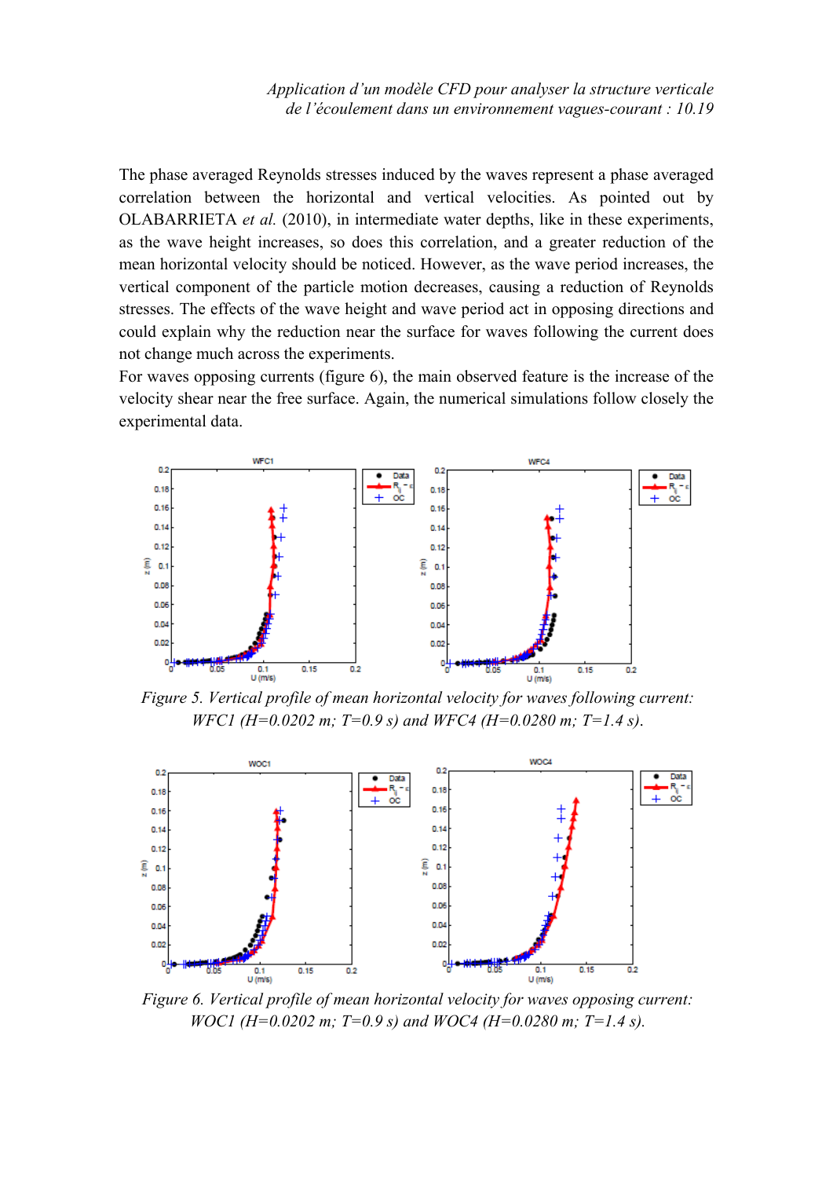The phase averaged Reynolds stresses induced by the waves represent a phase averaged correlation between the horizontal and vertical velocities. As pointed out by OLABARRIETA *et al.* (2010), in intermediate water depths, like in these experiments, as the wave height increases, so does this correlation, and a greater reduction of the mean horizontal velocity should be noticed. However, as the wave period increases, the vertical component of the particle motion decreases, causing a reduction of Reynolds stresses. The effects of the wave height and wave period act in opposing directions and could explain why the reduction near the surface for waves following the current does not change much across the experiments.

For waves opposing currents (figure 6), the main observed feature is the increase of the velocity shear near the free surface. Again, the numerical simulations follow closely the experimental data.

*Figure 5. Vertical profile of mean horizontal velocity for waves following current: WFC1 (H=0.0202 m; T=0.9 s) and WFC4 (H=0.0280 m; T=1.4 s).*

*Figure 6. Vertical profile of mean horizontal velocity for waves opposing current: WOC1 (H=0.0202 m; T=0.9 s) and WOC4 (H=0.0280 m; T=1.4 s).*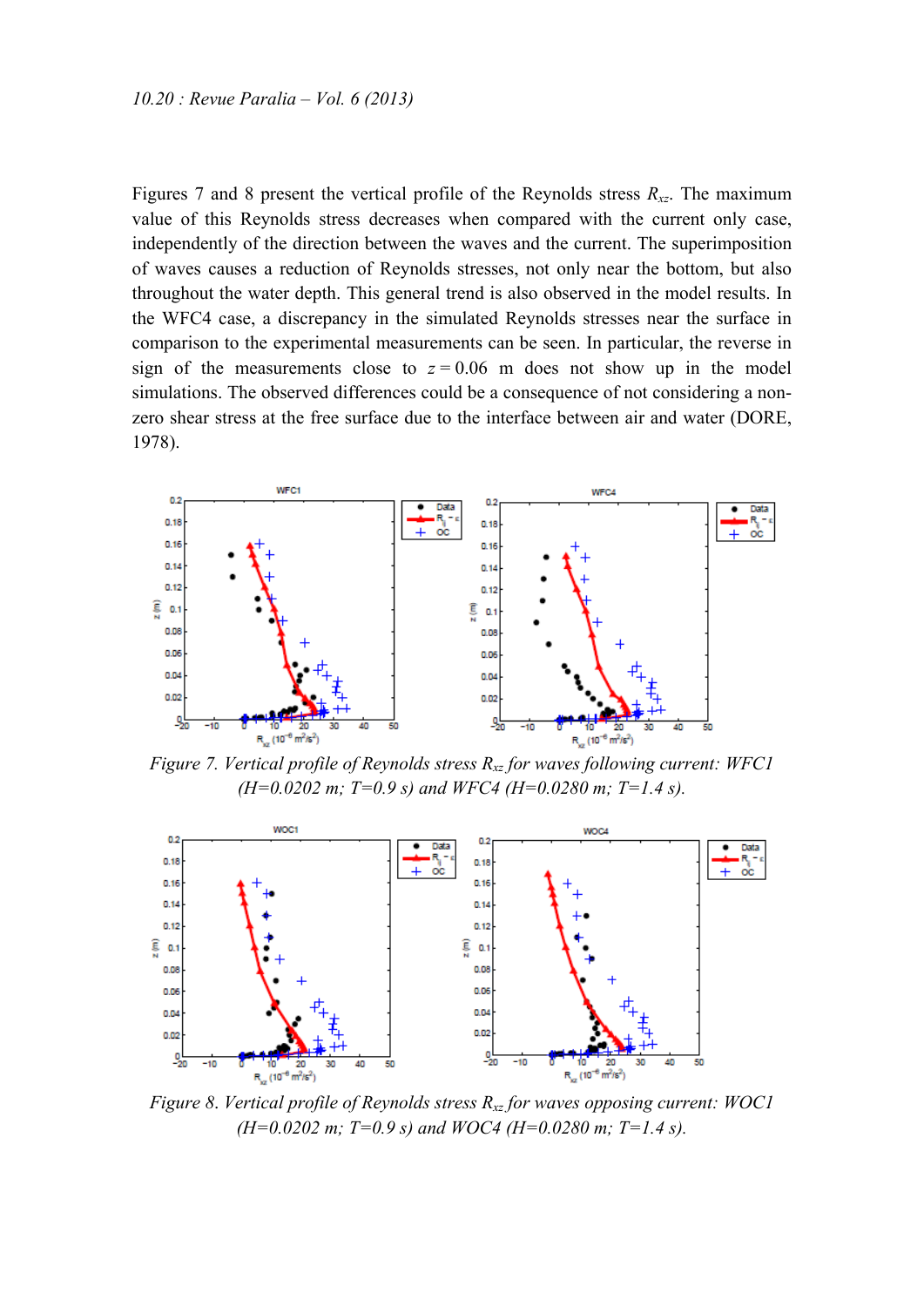Figures 7 and 8 present the vertical profile of the Reynolds stress $R_{xz}$. The maximum value of this Reynolds stress decreases when compared with the current only case, independently of the direction between the waves and the current. The superimposition of waves causes a reduction of Reynolds stresses, not only near the bottom, but also throughout the water depth. This general trend is also observed in the model results. In the WFC4 case, a discrepancy in the simulated Reynolds stresses near the surface in comparison to the experimental measurements can be seen. In particular, the reverse in sign of the measurements close to $z = 0.06$ m does not show up in the model simulations. The observed differences could be a consequence of not considering a non-zero shear stress at the free surface due to the interface between air and water (DORE, 1978).

*Figure 7. Vertical profile of Reynolds stress $R_{xz}$ for waves following current: WFC1 (H=0.0202 m; T=0.9 s) and WFC4 (H=0.0280 m; T=1.4 s).*

*Figure 8. Vertical profile of Reynolds stress $R_{xz}$ for waves opposing current: WOC1 (H=0.0202 m; T=0.9 s) and WOC4 (H=0.0280 m; T=1.4 s).*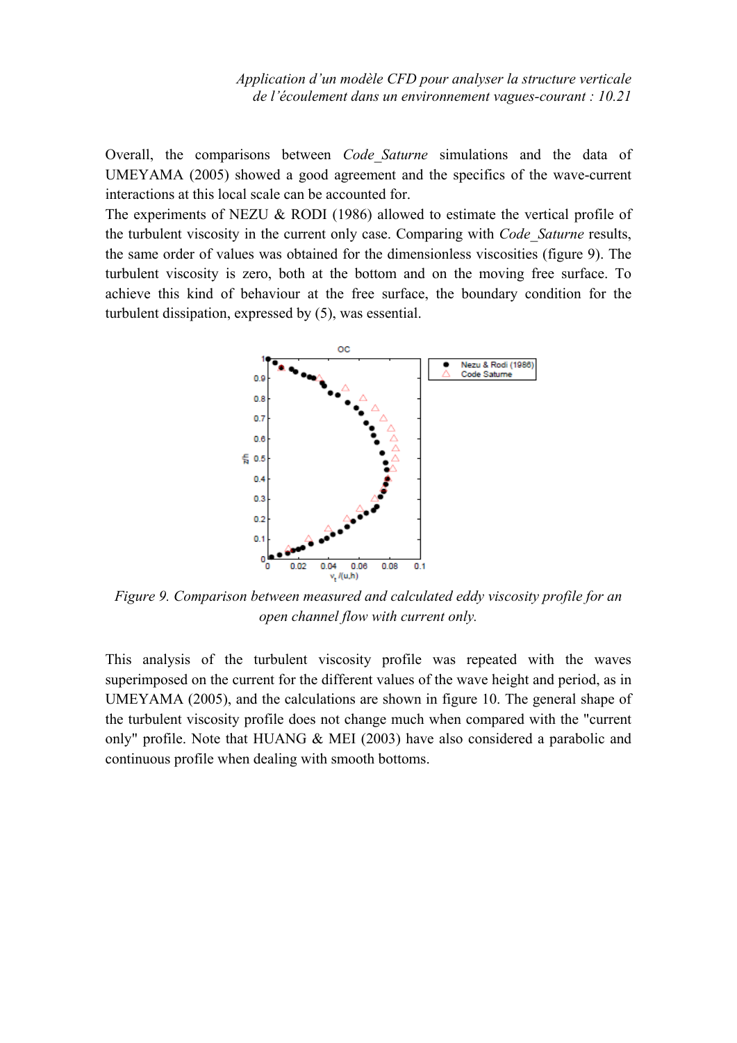Overall, the comparisons between *Code_Saturne* simulations and the data of UMEYAMA (2005) showed a good agreement and the specifics of the wave-current interactions at this local scale can be accounted for.
The experiments of NEZU & RODI (1986) allowed to estimate the vertical profile of the turbulent viscosity in the current only case. Comparing with *Code_Saturne* results, the same order of values was obtained for the dimensionless viscosities (figure 9). The turbulent viscosity is zero, both at the bottom and on the moving free surface. To achieve this kind of behaviour at the free surface, the boundary condition for the turbulent dissipation, expressed by (5), was essential.

*Figure 9. Comparison between measured and calculated eddy viscosity profile for an open channel flow with current only.*

This analysis of the turbulent viscosity profile was repeated with the waves superimposed on the current for the different values of the wave height and period, as in UMEYAMA (2005), and the calculations are shown in figure 10. The general shape of the turbulent viscosity profile does not change much when compared with the "current only" profile. Note that HUANG & MEI (2003) have also considered a parabolic and continuous profile when dealing with smooth bottoms.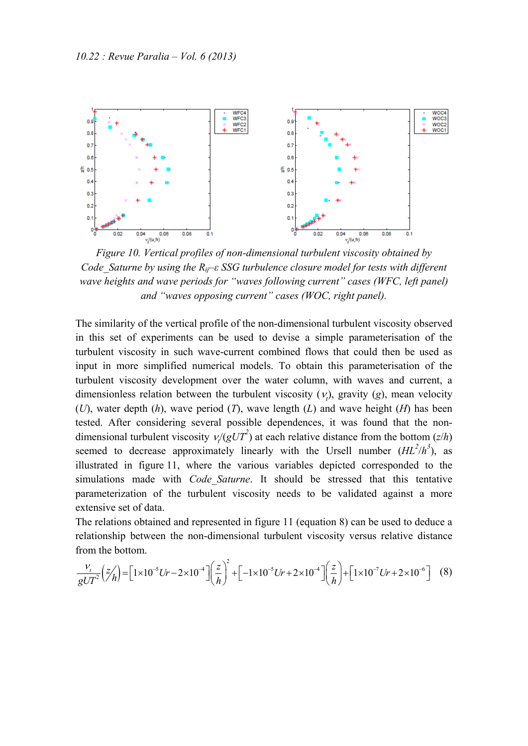*Figure 10. Vertical profiles of non-dimensional turbulent viscosity obtained by Code_Saturne by using the $R_{ij}$–ε SSG turbulence closure model for tests with different wave heights and wave periods for "waves following current" cases (WFC, left panel) and "waves opposing current" cases (WOC, right panel).*

The similarity of the vertical profile of the non-dimensional turbulent viscosity observed in this set of experiments can be used to devise a simple parameterisation of the turbulent viscosity in such wave-current combined flows that could then be used as input in more simplified numerical models. To obtain this parameterisation of the turbulent viscosity development over the water column, with waves and current, a dimensionless relation between the turbulent viscosity ($v_t$), gravity ($g$), mean velocity ($U$), water depth ($h$), wave period ($T$), wave length ($L$) and wave height ($H$) has been tested. After considering several possible dependences, it was found that the non-dimensional turbulent viscosity $v_t/(gUT^2)$ at each relative distance from the bottom ($z/h$) seemed to decrease approximately linearly with the Ursell number ($HL^2/h^3$), as illustrated in figure 11, where the various variables depicted corresponded to the simulations made with *Code_Saturne*. It should be stressed that this tentative parameterization of the turbulent viscosity needs to be validated against a more extensive set of data.

The relations obtained and represented in figure 11 (equation 8) can be used to deduce a relationship between the non-dimensional turbulent viscosity versus relative distance from the bottom.

$$\frac{v_t}{gUT^2}\left(z/h\right)=\left[1\times10^{-5}Ur-2\times10^{-4}\right]\left(\frac{z}{h}\right)^2+\left[-1\times10^{-5}Ur+2\times10^{-4}\right]\left(\frac{z}{h}\right)+\left[1\times10^{-7}Ur+2\times10^{-6}\right] \quad (8)$$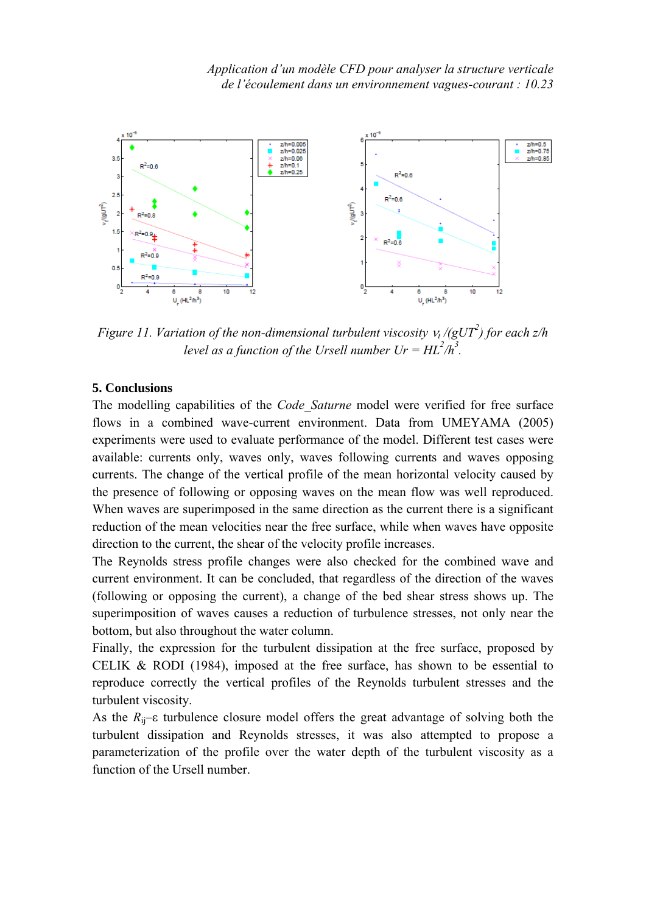*Figure 11. Variation of the non-dimensional turbulent viscosity $\nu_t/(gUT^2)$ for each z/h level as a function of the Ursell number $Ur = HL^2/h^3$.*

## 5. Conclusions

The modelling capabilities of the *Code_Saturne* model were verified for free surface flows in a combined wave-current environment. Data from UMEYAMA (2005) experiments were used to evaluate performance of the model. Different test cases were available: currents only, waves only, waves following currents and waves opposing currents. The change of the vertical profile of the mean horizontal velocity caused by the presence of following or opposing waves on the mean flow was well reproduced. When waves are superimposed in the same direction as the current there is a significant reduction of the mean velocities near the free surface, while when waves have opposite direction to the current, the shear of the velocity profile increases.

The Reynolds stress profile changes were also checked for the combined wave and current environment. It can be concluded, that regardless of the direction of the waves (following or opposing the current), a change of the bed shear stress shows up. The superimposition of waves causes a reduction of turbulence stresses, not only near the bottom, but also throughout the water column.

Finally, the expression for the turbulent dissipation at the free surface, proposed by CELIK & RODI (1984), imposed at the free surface, has shown to be essential to reproduce correctly the vertical profiles of the Reynolds turbulent stresses and the turbulent viscosity.

As the $R_{ij}$–ε turbulence closure model offers the great advantage of solving both the turbulent dissipation and Reynolds stresses, it was also attempted to propose a parameterization of the profile over the water depth of the turbulent viscosity as a function of the Ursell number.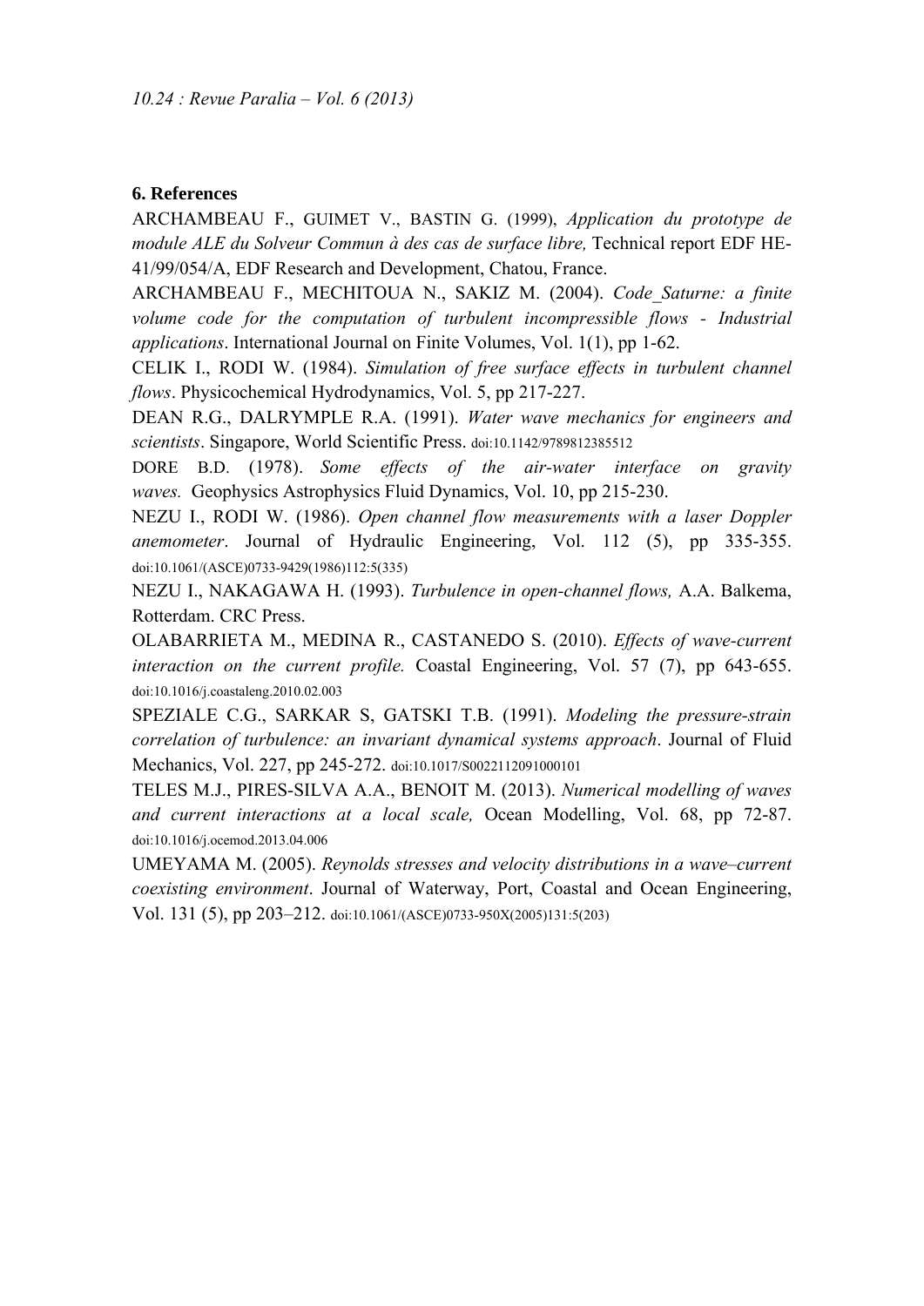### 6. References

ARCHAMBEAU F., GUIMET V., BASTIN G. (1999), *Application du prototype de module ALE du Solveur Commun à des cas de surface libre,* Technical report EDF HE-41/99/054/A, EDF Research and Development, Chatou, France.

ARCHAMBEAU F., MECHITOUA N., SAKIZ M. (2004). *Code_Saturne: a finite volume code for the computation of turbulent incompressible flows - Industrial applications*. International Journal on Finite Volumes, Vol. 1(1), pp 1-62.

CELIK I., RODI W. (1984). *Simulation of free surface effects in turbulent channel flows*. Physicochemical Hydrodynamics, Vol. 5, pp 217-227.

DEAN R.G., DALRYMPLE R.A. (1991). *Water wave mechanics for engineers and scientists*. Singapore, World Scientific Press. doi:10.1142/9789812385512

DORE B.D. (1978). *Some effects of the air-water interface on gravity waves.* Geophysics Astrophysics Fluid Dynamics, Vol. 10, pp 215-230.

NEZU I., RODI W. (1986). *Open channel flow measurements with a laser Doppler anemometer*. Journal of Hydraulic Engineering, Vol. 112 (5), pp 335-355. doi:10.1061/(ASCE)0733-9429(1986)112:5(335)

NEZU I., NAKAGAWA H. (1993). *Turbulence in open-channel flows,* A.A. Balkema, Rotterdam. CRC Press.

OLABARRIETA M., MEDINA R., CASTANEDO S. (2010). *Effects of wave-current interaction on the current profile.* Coastal Engineering, Vol. 57 (7), pp 643-655. doi:10.1016/j.coastaleng.2010.02.003

SPEZIALE C.G., SARKAR S, GATSKI T.B. (1991). *Modeling the pressure-strain correlation of turbulence: an invariant dynamical systems approach*. Journal of Fluid Mechanics, Vol. 227, pp 245-272. doi:10.1017/S0022112091000101

TELES M.J., PIRES-SILVA A.A., BENOIT M. (2013). *Numerical modelling of waves and current interactions at a local scale,* Ocean Modelling, Vol. 68, pp 72-87. doi:10.1016/j.ocemod.2013.04.006

UMEYAMA M. (2005). *Reynolds stresses and velocity distributions in a wave–current coexisting environment*. Journal of Waterway, Port, Coastal and Ocean Engineering, Vol. 131 (5), pp 203–212. doi:10.1061/(ASCE)0733-950X(2005)131:5(203)